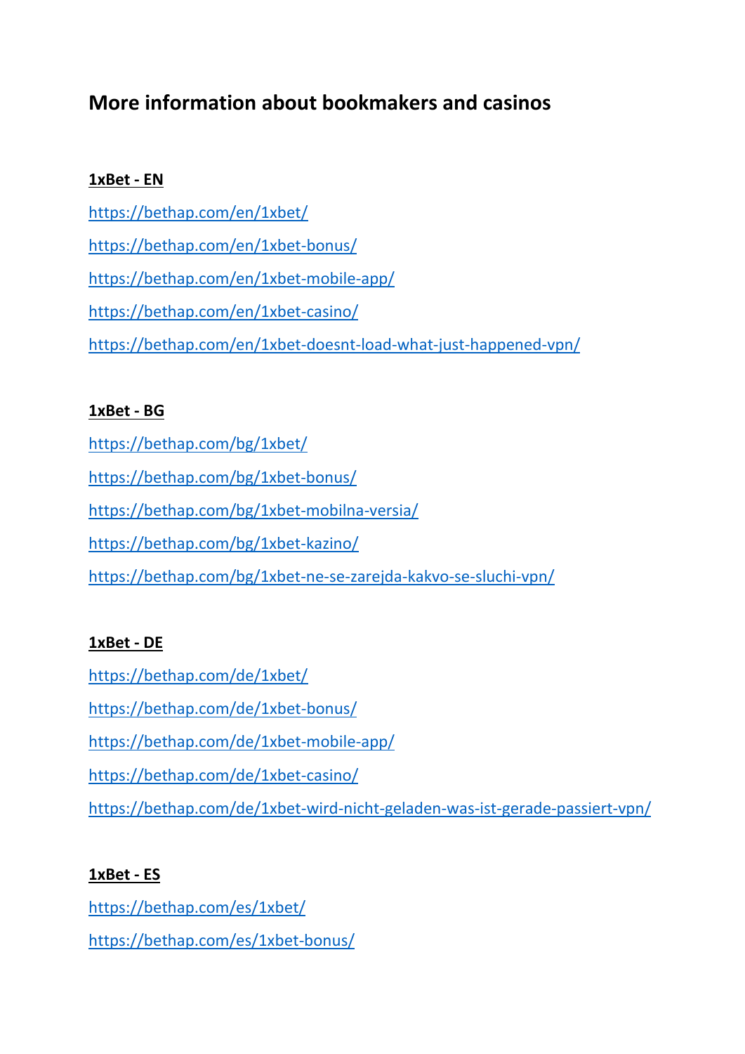# More information about bookmakers and casinos

**1xBet - EN**

https://bethap.com/en/1xbet/

https://bethap.com/en/1xbet-bonus/

https://bethap.com/en/1xbet-mobile-app/

https://bethap.com/en/1xbet-casino/

https://bethap.com/en/1xbet-doesnt-load-what-just-happened-vpn/

**1xBet - BG**

https://bethap.com/bg/1xbet/

https://bethap.com/bg/1xbet-bonus/

https://bethap.com/bg/1xbet-mobilna-versia/

https://bethap.com/bg/1xbet-kazino/

https://bethap.com/bg/1xbet-ne-se-zarejda-kakvo-se-sluchi-vpn/

**1xBet - DE**

https://bethap.com/de/1xbet/

https://bethap.com/de/1xbet-bonus/

https://bethap.com/de/1xbet-mobile-app/

https://bethap.com/de/1xbet-casino/

https://bethap.com/de/1xbet-wird-nicht-geladen-was-ist-gerade-passiert-vpn/

**1xBet - ES**

https://bethap.com/es/1xbet/

https://bethap.com/es/1xbet-bonus/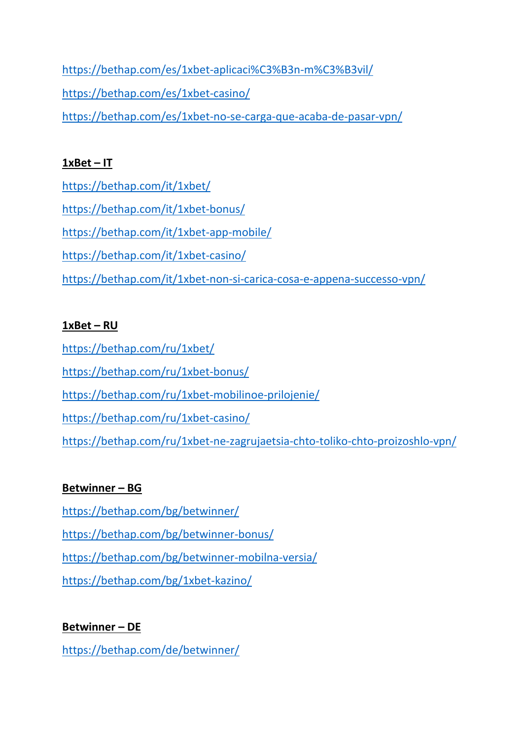https://bethap.com/es/1xbet-aplicaci%C3%B3n-m%C3%B3vil/

https://bethap.com/es/1xbet-casino/

https://bethap.com/es/1xbet-no-se-carga-que-acaba-de-pasar-vpn/

**1xBet – IT**

https://bethap.com/it/1xbet/

https://bethap.com/it/1xbet-bonus/

https://bethap.com/it/1xbet-app-mobile/

https://bethap.com/it/1xbet-casino/

https://bethap.com/it/1xbet-non-si-carica-cosa-e-appena-successo-vpn/

**1xBet – RU**

https://bethap.com/ru/1xbet/

https://bethap.com/ru/1xbet-bonus/

https://bethap.com/ru/1xbet-mobilinoe-prilojenie/

https://bethap.com/ru/1xbet-casino/

https://bethap.com/ru/1xbet-ne-zagrujaetsia-chto-toliko-chto-proizoshlo-vpn/

**Betwinner – BG**

https://bethap.com/bg/betwinner/

https://bethap.com/bg/betwinner-bonus/

https://bethap.com/bg/betwinner-mobilna-versia/

https://bethap.com/bg/1xbet-kazino/

**Betwinner – DE**

https://bethap.com/de/betwinner/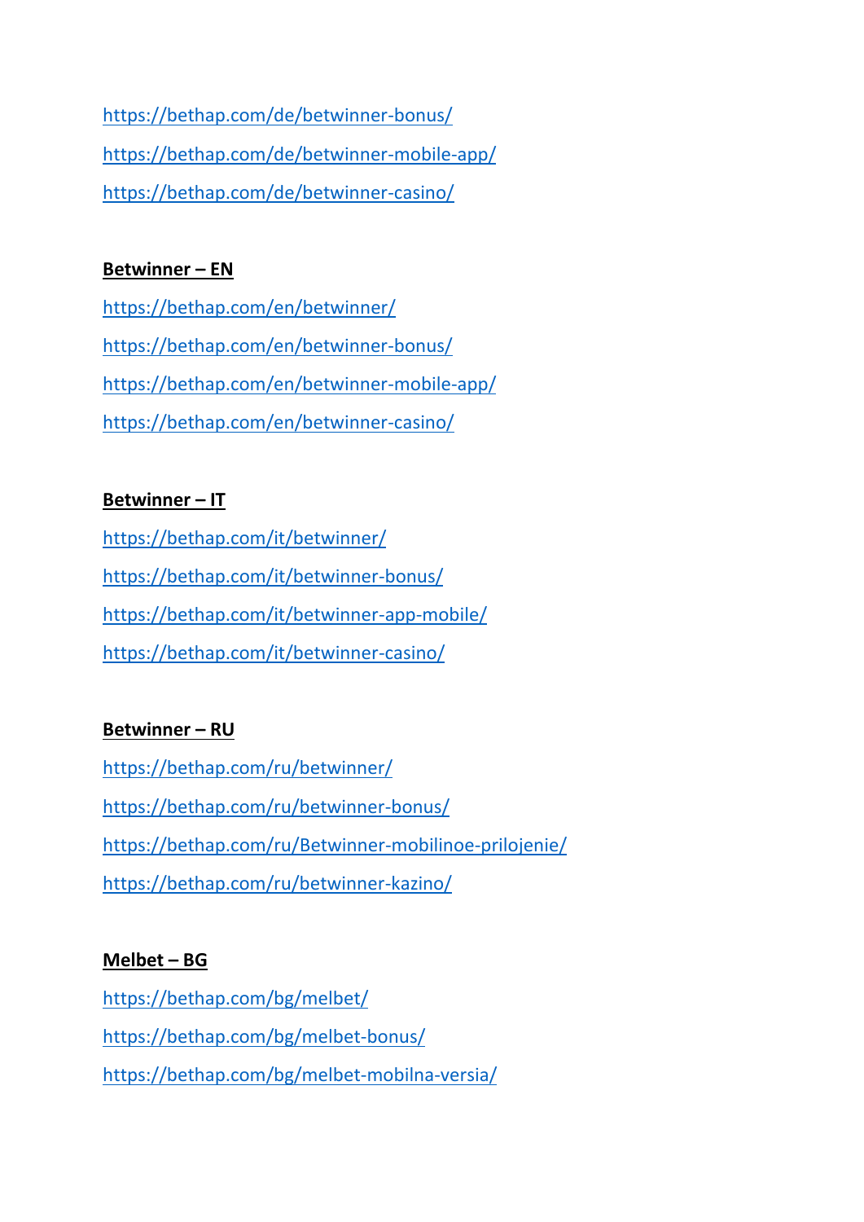https://bethap.com/de/betwinner-bonus/

https://bethap.com/de/betwinner-mobile-app/

https://bethap.com/de/betwinner-casino/

**Betwinner – EN**

https://bethap.com/en/betwinner/

https://bethap.com/en/betwinner-bonus/

https://bethap.com/en/betwinner-mobile-app/

https://bethap.com/en/betwinner-casino/

**Betwinner – IT**

https://bethap.com/it/betwinner/

https://bethap.com/it/betwinner-bonus/

https://bethap.com/it/betwinner-app-mobile/

https://bethap.com/it/betwinner-casino/

**Betwinner – RU**

https://bethap.com/ru/betwinner/

https://bethap.com/ru/betwinner-bonus/

https://bethap.com/ru/Betwinner-mobilinoe-prilojenie/

https://bethap.com/ru/betwinner-kazino/

**Melbet – BG**

https://bethap.com/bg/melbet/

https://bethap.com/bg/melbet-bonus/

https://bethap.com/bg/melbet-mobilna-versia/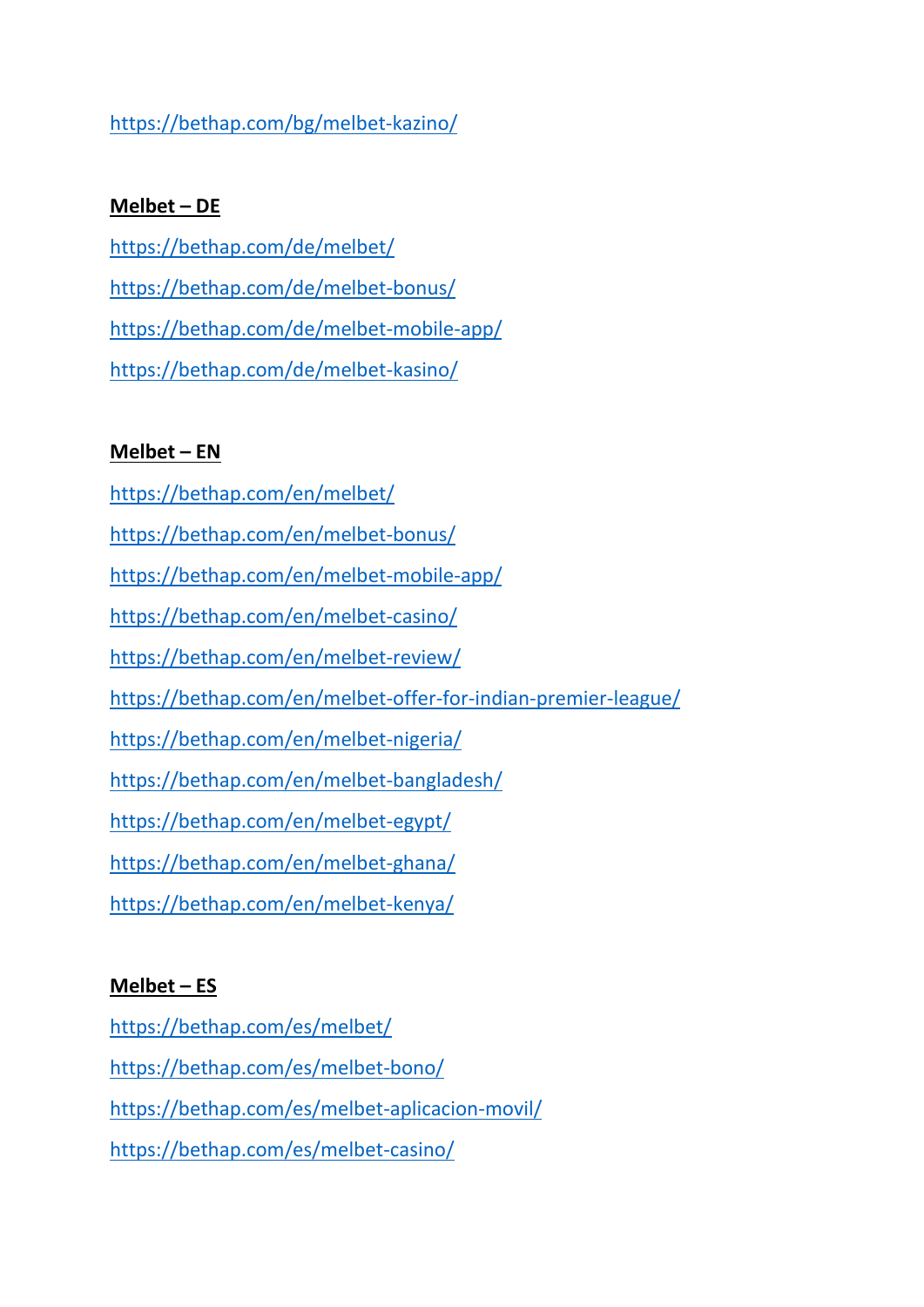https://bethap.com/bg/melbet-kazino/

**Melbet – DE**

https://bethap.com/de/melbet/

https://bethap.com/de/melbet-bonus/

https://bethap.com/de/melbet-mobile-app/

https://bethap.com/de/melbet-kasino/

**Melbet – EN**

https://bethap.com/en/melbet/

https://bethap.com/en/melbet-bonus/

https://bethap.com/en/melbet-mobile-app/

https://bethap.com/en/melbet-casino/

https://bethap.com/en/melbet-review/

https://bethap.com/en/melbet-offer-for-indian-premier-league/

https://bethap.com/en/melbet-nigeria/

https://bethap.com/en/melbet-bangladesh/

https://bethap.com/en/melbet-egypt/

https://bethap.com/en/melbet-ghana/

https://bethap.com/en/melbet-kenya/

**Melbet – ES**

https://bethap.com/es/melbet/

https://bethap.com/es/melbet-bono/

https://bethap.com/es/melbet-aplicacion-movil/

https://bethap.com/es/melbet-casino/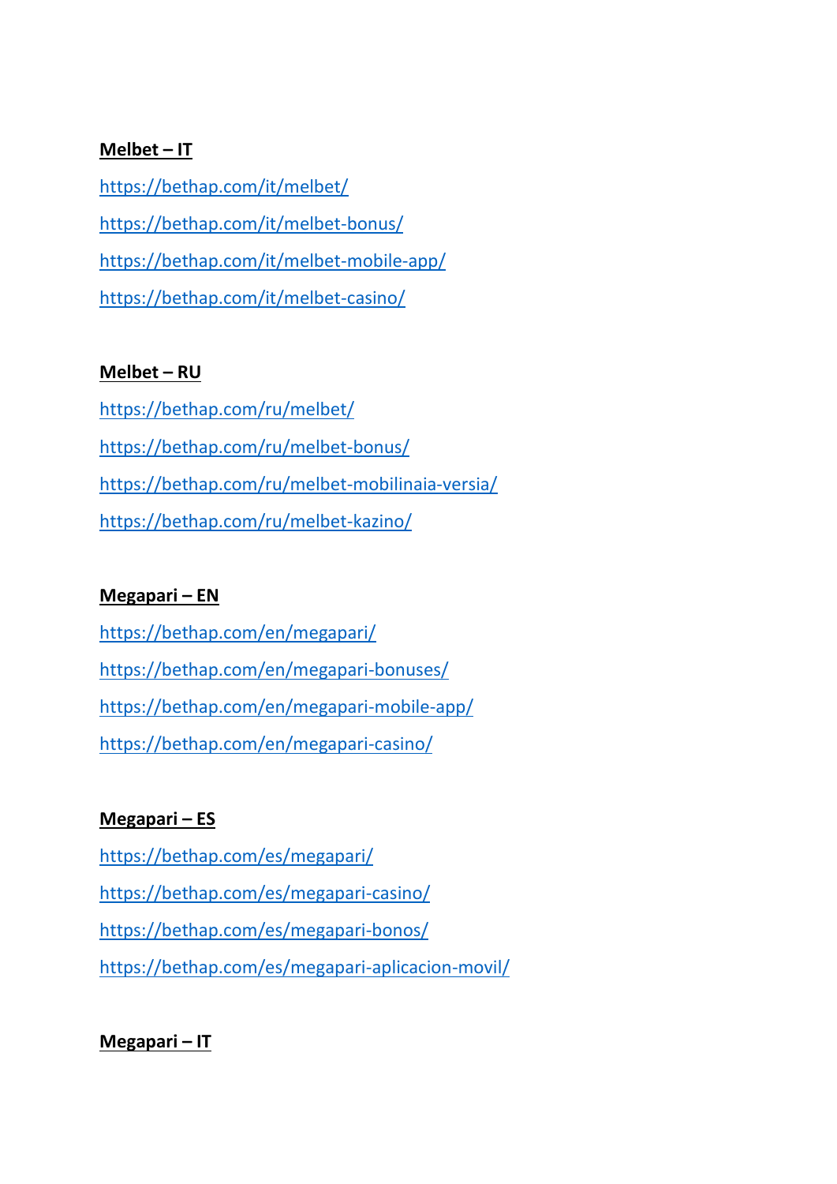**Melbet – IT**

https://bethap.com/it/melbet/

https://bethap.com/it/melbet-bonus/

https://bethap.com/it/melbet-mobile-app/

https://bethap.com/it/melbet-casino/

**Melbet – RU**

https://bethap.com/ru/melbet/

https://bethap.com/ru/melbet-bonus/

https://bethap.com/ru/melbet-mobilinaia-versia/

https://bethap.com/ru/melbet-kazino/

**Megapari – EN**

https://bethap.com/en/megapari/

https://bethap.com/en/megapari-bonuses/

https://bethap.com/en/megapari-mobile-app/

https://bethap.com/en/megapari-casino/

**Megapari – ES**

https://bethap.com/es/megapari/

https://bethap.com/es/megapari-casino/

https://bethap.com/es/megapari-bonos/

https://bethap.com/es/megapari-aplicacion-movil/

**Megapari – IT**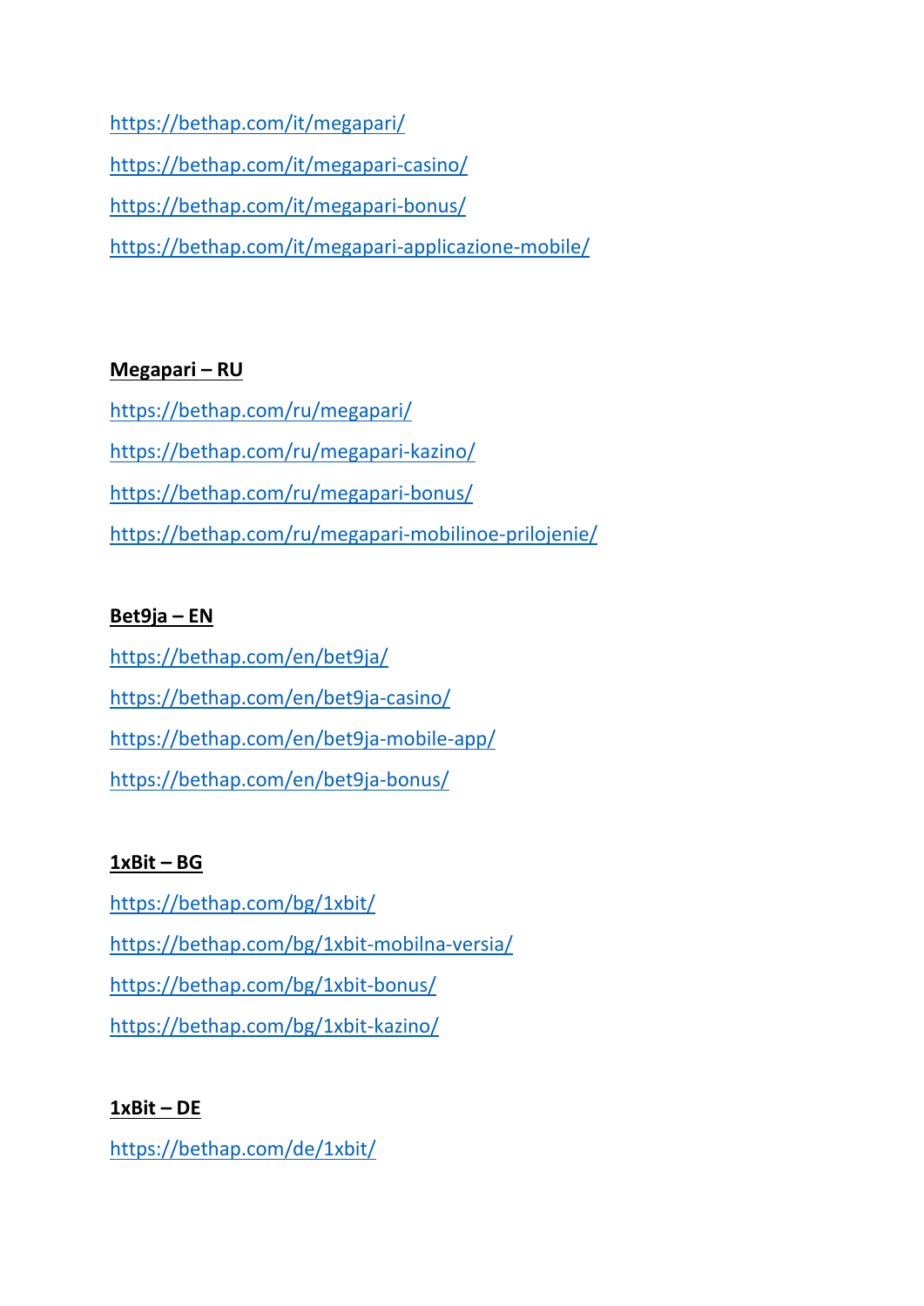https://bethap.com/it/megapari/

https://bethap.com/it/megapari-casino/

https://bethap.com/it/megapari-bonus/

https://bethap.com/it/megapari-applicazione-mobile/

**Megapari – RU**

https://bethap.com/ru/megapari/

https://bethap.com/ru/megapari-kazino/

https://bethap.com/ru/megapari-bonus/

https://bethap.com/ru/megapari-mobilinoe-prilojenie/

**Bet9ja – EN**

https://bethap.com/en/bet9ja/

https://bethap.com/en/bet9ja-casino/

https://bethap.com/en/bet9ja-mobile-app/

https://bethap.com/en/bet9ja-bonus/

**1xBit – BG**

https://bethap.com/bg/1xbit/

https://bethap.com/bg/1xbit-mobilna-versia/

https://bethap.com/bg/1xbit-bonus/

https://bethap.com/bg/1xbit-kazino/

**1xBit – DE**

https://bethap.com/de/1xbit/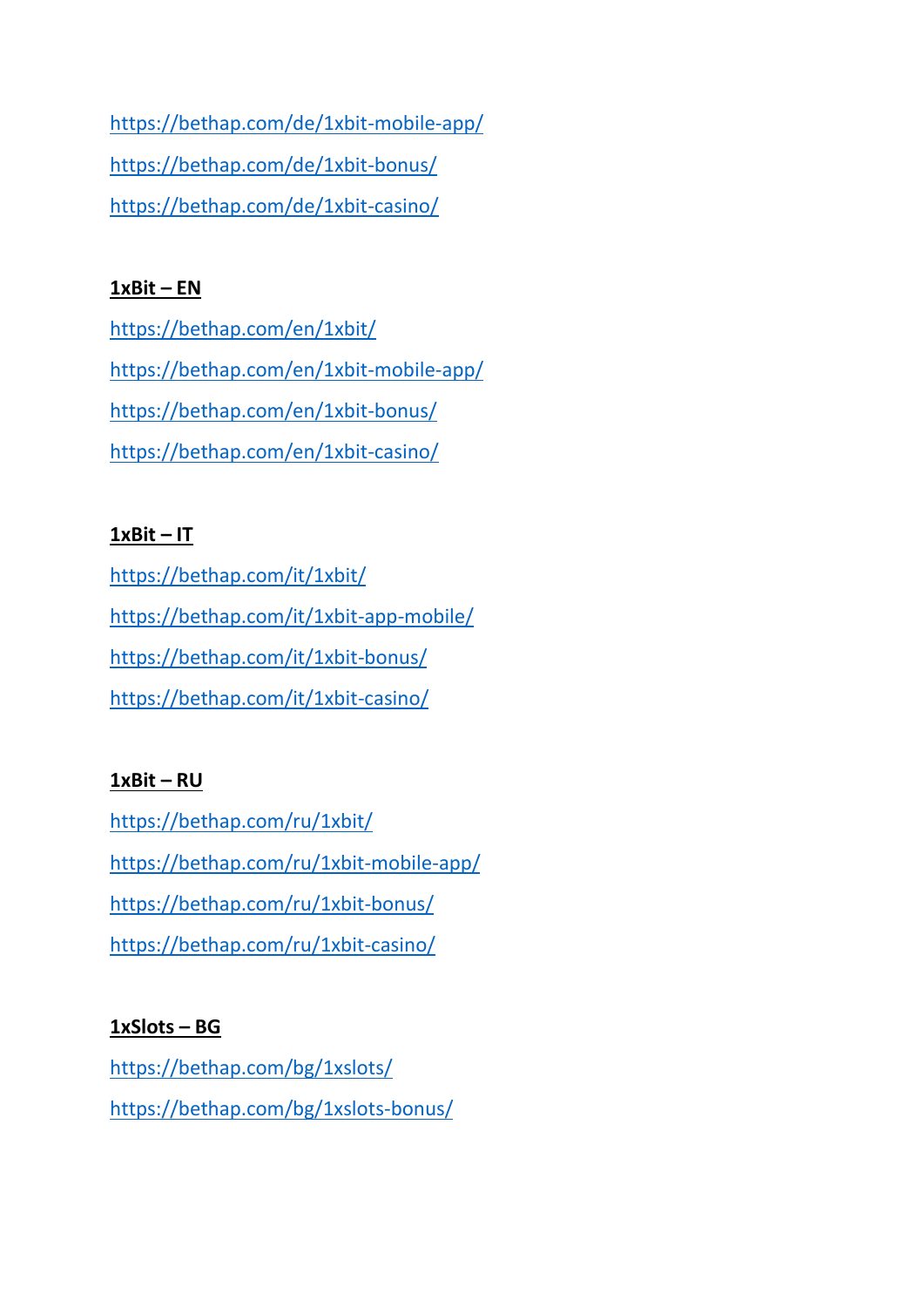https://bethap.com/de/1xbit-mobile-app/

https://bethap.com/de/1xbit-bonus/

https://bethap.com/de/1xbit-casino/

**1xBit – EN**

https://bethap.com/en/1xbit/

https://bethap.com/en/1xbit-mobile-app/

https://bethap.com/en/1xbit-bonus/

https://bethap.com/en/1xbit-casino/

**1xBit – IT**

https://bethap.com/it/1xbit/

https://bethap.com/it/1xbit-app-mobile/

https://bethap.com/it/1xbit-bonus/

https://bethap.com/it/1xbit-casino/

**1xBit – RU**

https://bethap.com/ru/1xbit/

https://bethap.com/ru/1xbit-mobile-app/

https://bethap.com/ru/1xbit-bonus/

https://bethap.com/ru/1xbit-casino/

**1xSlots – BG**

https://bethap.com/bg/1xslots/

https://bethap.com/bg/1xslots-bonus/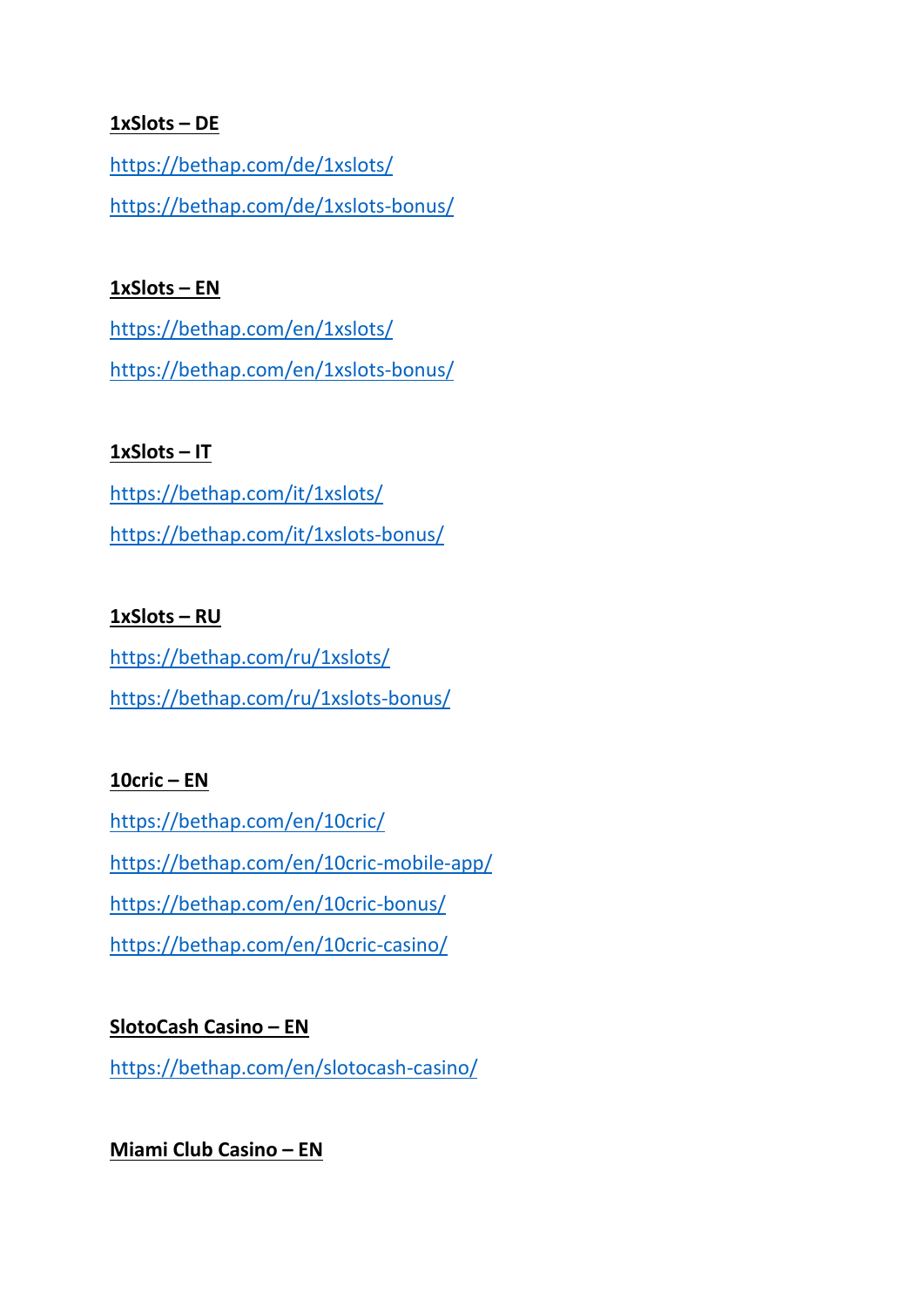**1xSlots – DE**

https://bethap.com/de/1xslots/

https://bethap.com/de/1xslots-bonus/

**1xSlots – EN**

https://bethap.com/en/1xslots/

https://bethap.com/en/1xslots-bonus/

**1xSlots – IT**

https://bethap.com/it/1xslots/

https://bethap.com/it/1xslots-bonus/

**1xSlots – RU**

https://bethap.com/ru/1xslots/

https://bethap.com/ru/1xslots-bonus/

**10cric – EN**

https://bethap.com/en/10cric/

https://bethap.com/en/10cric-mobile-app/

https://bethap.com/en/10cric-bonus/

https://bethap.com/en/10cric-casino/

**SlotoCash Casino – EN**

https://bethap.com/en/slotocash-casino/

**Miami Club Casino – EN**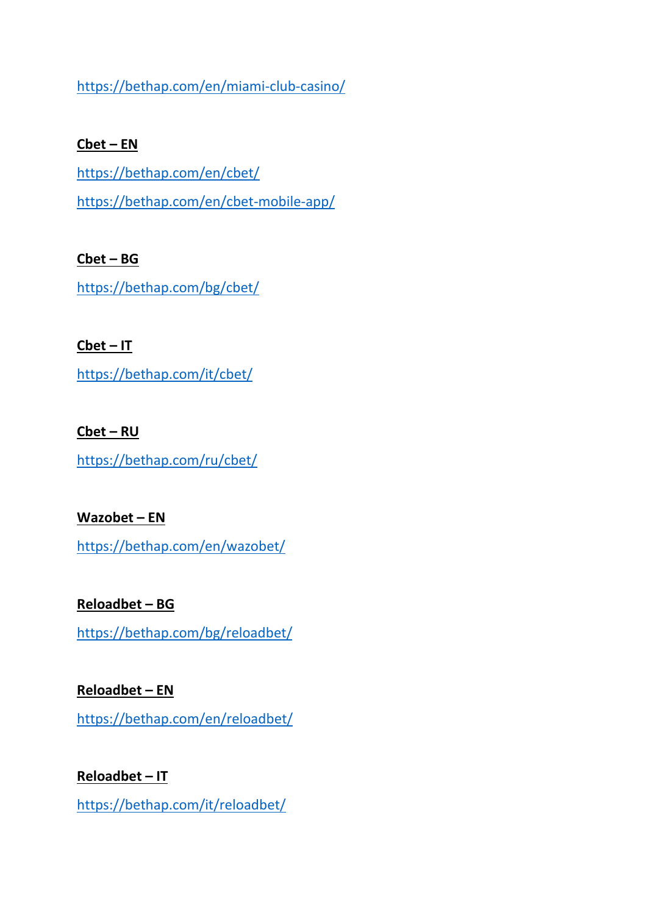https://bethap.com/en/miami-club-casino/

**Cbet – EN**

https://bethap.com/en/cbet/

https://bethap.com/en/cbet-mobile-app/

**Cbet – BG**

https://bethap.com/bg/cbet/

**Cbet – IT**

https://bethap.com/it/cbet/

**Cbet – RU**

https://bethap.com/ru/cbet/

**Wazobet – EN**

https://bethap.com/en/wazobet/

**Reloadbet – BG**

https://bethap.com/bg/reloadbet/

**Reloadbet – EN**

https://bethap.com/en/reloadbet/

**Reloadbet – IT**

https://bethap.com/it/reloadbet/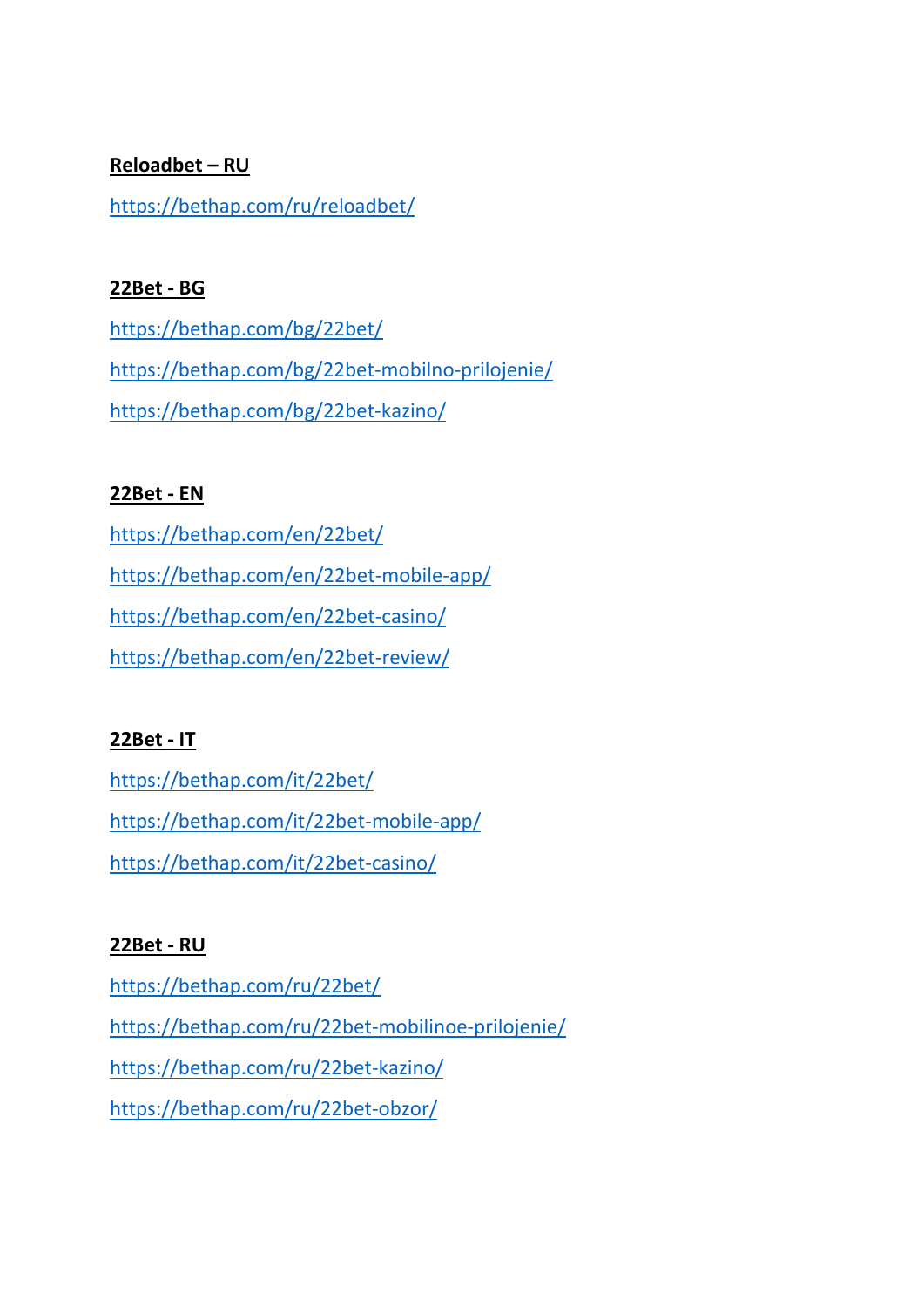**Reloadbet – RU**

https://bethap.com/ru/reloadbet/

**22Bet - BG**

https://bethap.com/bg/22bet/

https://bethap.com/bg/22bet-mobilno-prilojenie/

https://bethap.com/bg/22bet-kazino/

**22Bet - EN**

https://bethap.com/en/22bet/

https://bethap.com/en/22bet-mobile-app/

https://bethap.com/en/22bet-casino/

https://bethap.com/en/22bet-review/

**22Bet - IT**

https://bethap.com/it/22bet/

https://bethap.com/it/22bet-mobile-app/

https://bethap.com/it/22bet-casino/

**22Bet - RU**

https://bethap.com/ru/22bet/

https://bethap.com/ru/22bet-mobilinoe-prilojenie/

https://bethap.com/ru/22bet-kazino/

https://bethap.com/ru/22bet-obzor/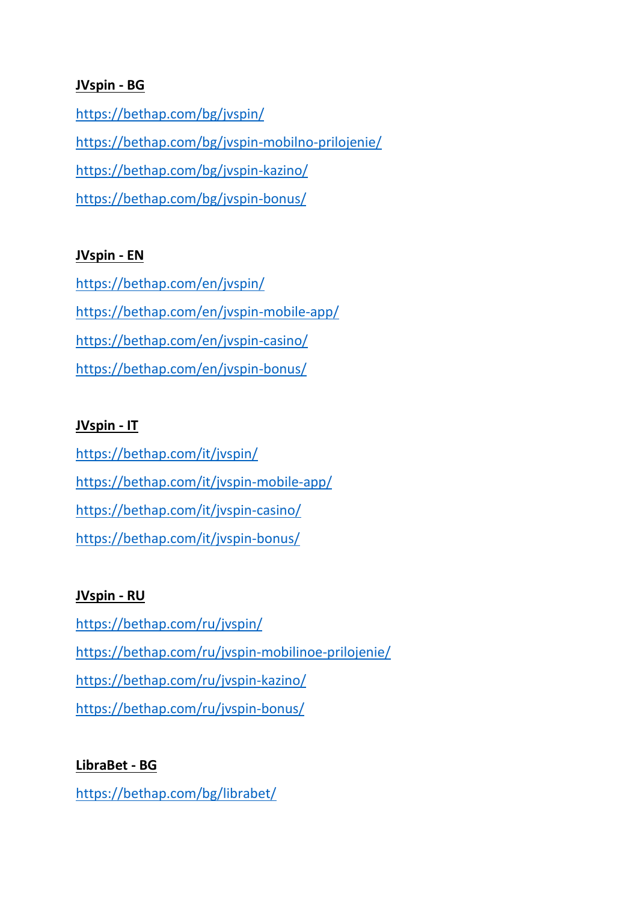**JVspin - BG**

https://bethap.com/bg/jvspin/

https://bethap.com/bg/jvspin-mobilno-prilojenie/

https://bethap.com/bg/jvspin-kazino/

https://bethap.com/bg/jvspin-bonus/

**JVspin - EN**

https://bethap.com/en/jvspin/

https://bethap.com/en/jvspin-mobile-app/

https://bethap.com/en/jvspin-casino/

https://bethap.com/en/jvspin-bonus/

**JVspin - IT**

https://bethap.com/it/jvspin/

https://bethap.com/it/jvspin-mobile-app/

https://bethap.com/it/jvspin-casino/

https://bethap.com/it/jvspin-bonus/

**JVspin - RU**

https://bethap.com/ru/jvspin/

https://bethap.com/ru/jvspin-mobilinoe-prilojenie/

https://bethap.com/ru/jvspin-kazino/

https://bethap.com/ru/jvspin-bonus/

**LibraBet - BG**

https://bethap.com/bg/librabet/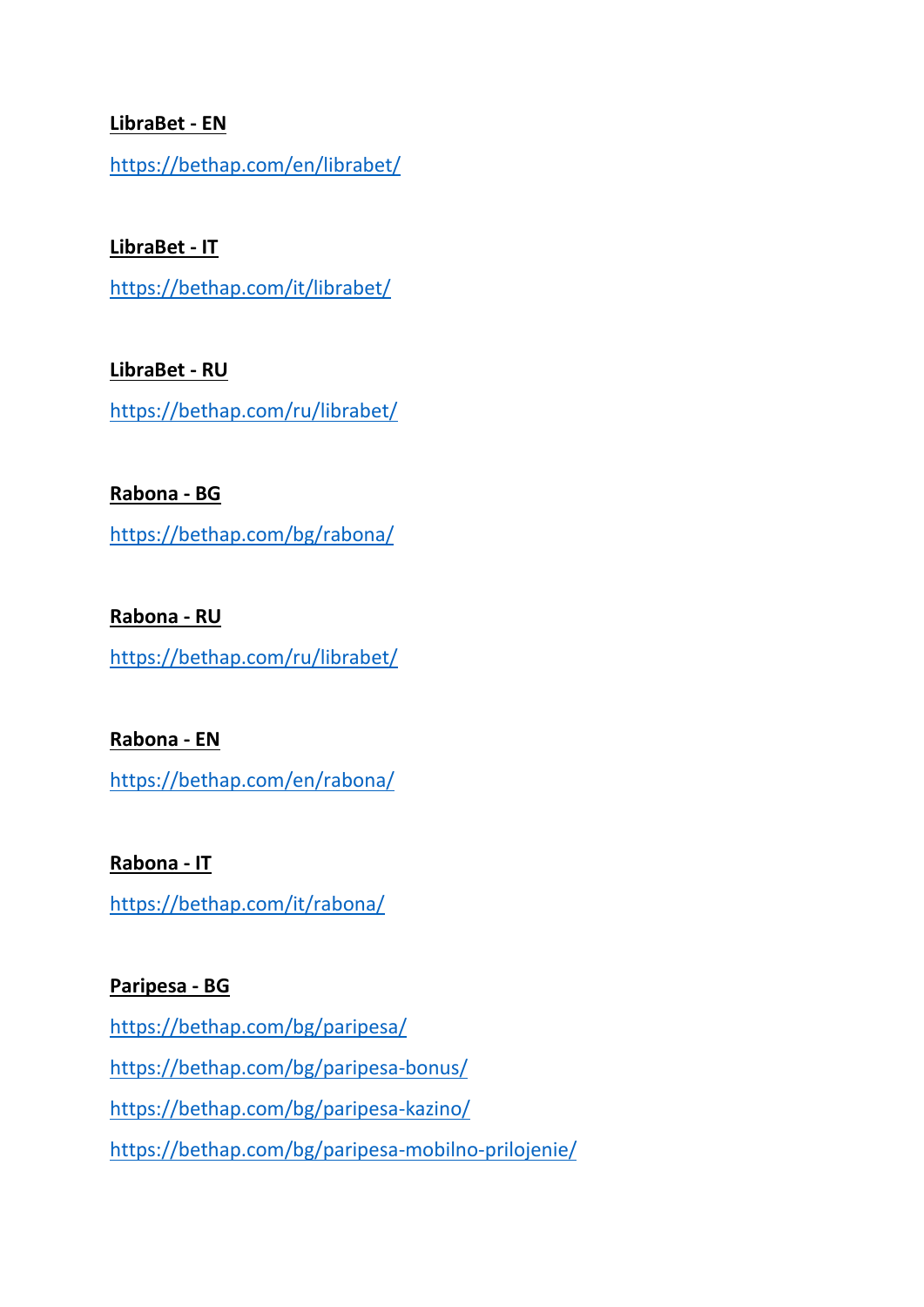**LibraBet - EN**

https://bethap.com/en/librabet/

**LibraBet - IT**

https://bethap.com/it/librabet/

**LibraBet - RU**

https://bethap.com/ru/librabet/

**Rabona - BG**

https://bethap.com/bg/rabona/

**Rabona - RU**

https://bethap.com/ru/librabet/

**Rabona - EN**

https://bethap.com/en/rabona/

**Rabona - IT**

https://bethap.com/it/rabona/

**Paripesa - BG**

https://bethap.com/bg/paripesa/

https://bethap.com/bg/paripesa-bonus/

https://bethap.com/bg/paripesa-kazino/

https://bethap.com/bg/paripesa-mobilno-prilojenie/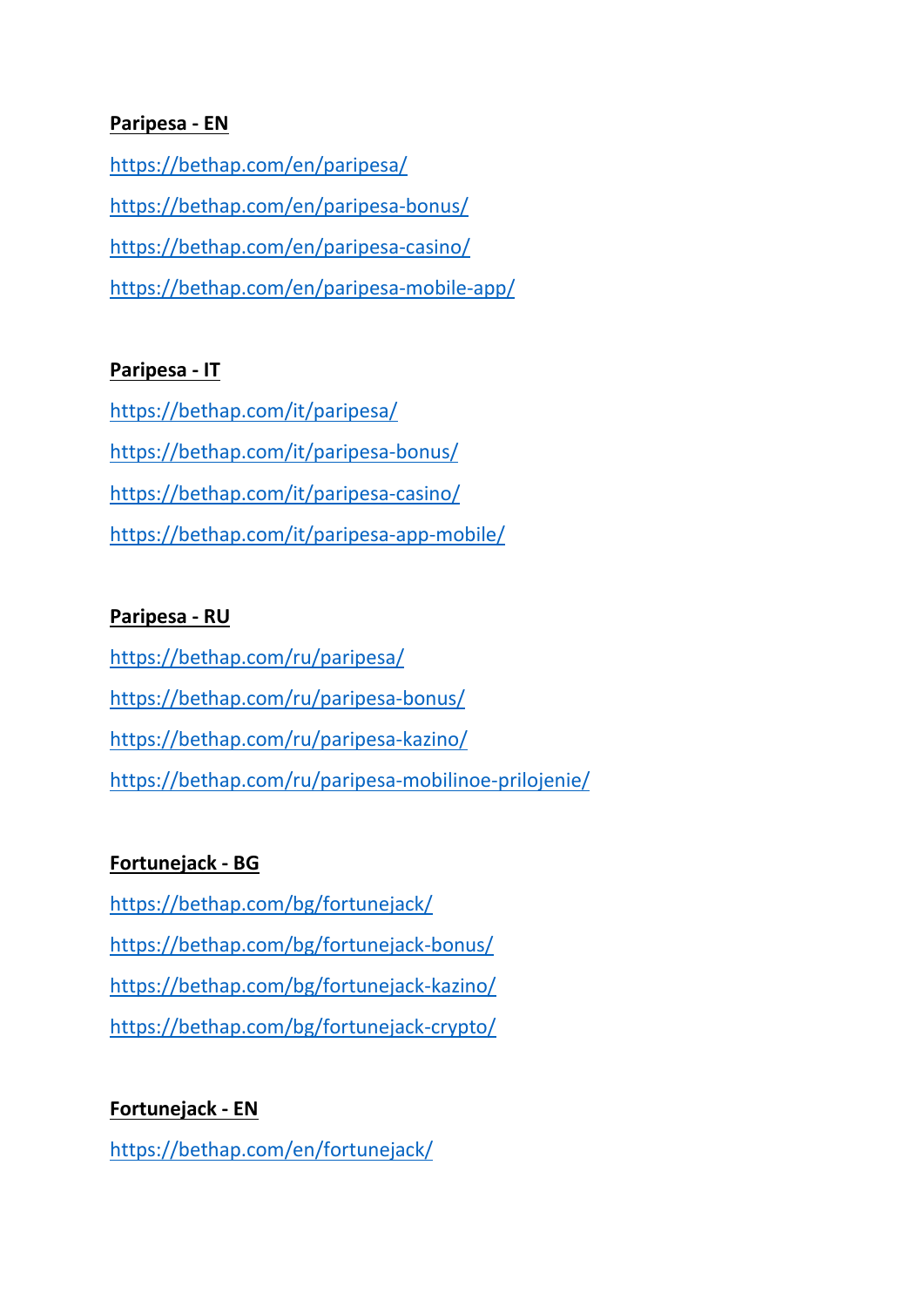**Paripesa - EN**

https://bethap.com/en/paripesa/

https://bethap.com/en/paripesa-bonus/

https://bethap.com/en/paripesa-casino/

https://bethap.com/en/paripesa-mobile-app/

**Paripesa - IT**

https://bethap.com/it/paripesa/

https://bethap.com/it/paripesa-bonus/

https://bethap.com/it/paripesa-casino/

https://bethap.com/it/paripesa-app-mobile/

**Paripesa - RU**

https://bethap.com/ru/paripesa/

https://bethap.com/ru/paripesa-bonus/

https://bethap.com/ru/paripesa-kazino/

https://bethap.com/ru/paripesa-mobilinoe-prilojenie/

**Fortunejack - BG**

https://bethap.com/bg/fortunejack/

https://bethap.com/bg/fortunejack-bonus/

https://bethap.com/bg/fortunejack-kazino/

https://bethap.com/bg/fortunejack-crypto/

**Fortunejack - EN**

https://bethap.com/en/fortunejack/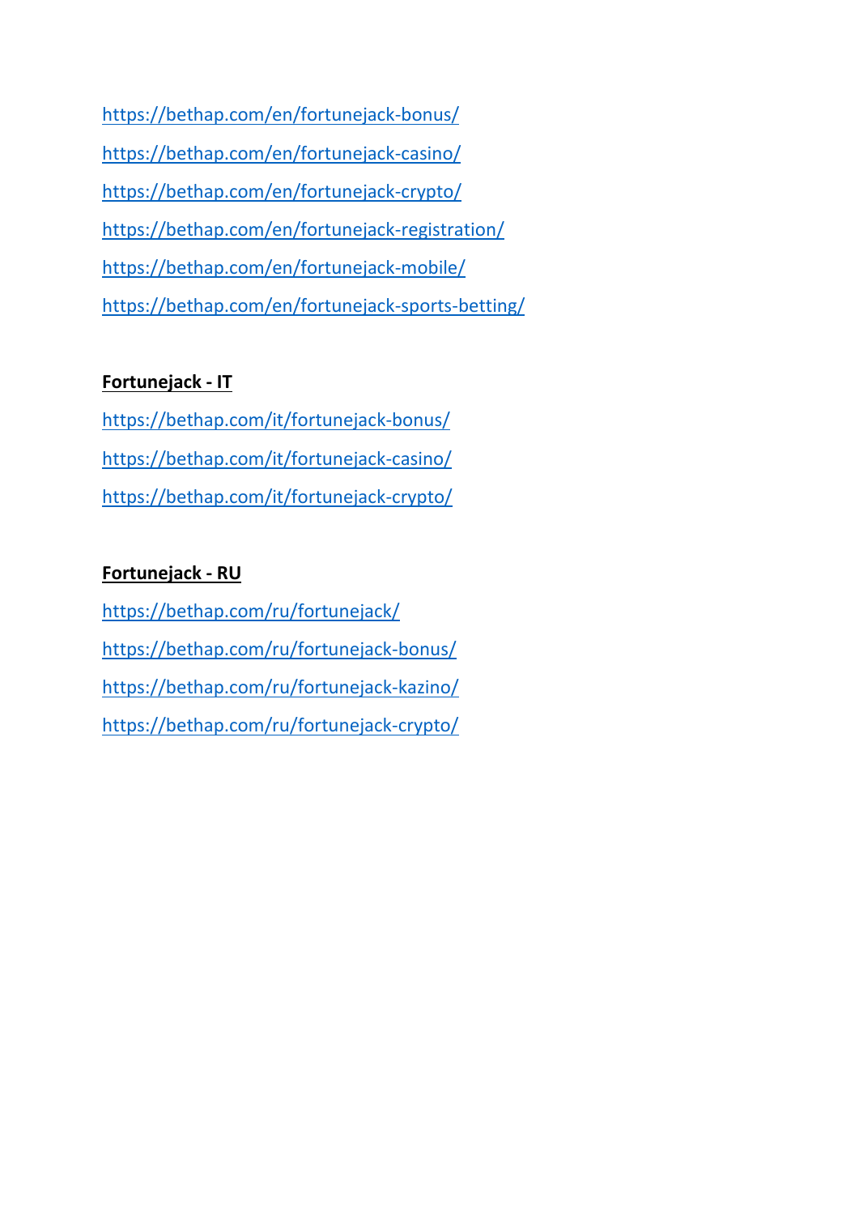https://bethap.com/en/fortunejack-bonus/

https://bethap.com/en/fortunejack-casino/

https://bethap.com/en/fortunejack-crypto/

https://bethap.com/en/fortunejack-registration/

https://bethap.com/en/fortunejack-mobile/

https://bethap.com/en/fortunejack-sports-betting/

**Fortunejack - IT**

https://bethap.com/it/fortunejack-bonus/

https://bethap.com/it/fortunejack-casino/

https://bethap.com/it/fortunejack-crypto/

**Fortunejack - RU**

https://bethap.com/ru/fortunejack/

https://bethap.com/ru/fortunejack-bonus/

https://bethap.com/ru/fortunejack-kazino/

https://bethap.com/ru/fortunejack-crypto/